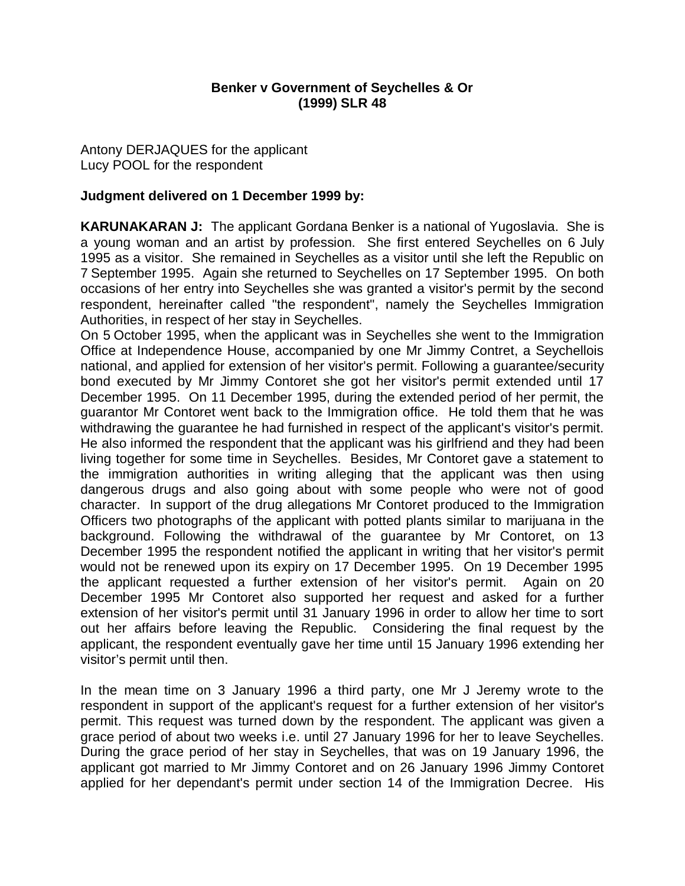**Benker v Government of Seychelles & Or**
**(1999) SLR 48**

Antony DERJAQUES for the applicant
Lucy POOL for the respondent

**Judgment delivered on 1 December 1999 by:**

**KARUNAKARAN J:** The applicant Gordana Benker is a national of Yugoslavia. She is a young woman and an artist by profession. She first entered Seychelles on 6 July 1995 as a visitor. She remained in Seychelles as a visitor until she left the Republic on 7 September 1995. Again she returned to Seychelles on 17 September 1995. On both occasions of her entry into Seychelles she was granted a visitor's permit by the second respondent, hereinafter called "the respondent", namely the Seychelles Immigration Authorities, in respect of her stay in Seychelles.

On 5 October 1995, when the applicant was in Seychelles she went to the Immigration Office at Independence House, accompanied by one Mr Jimmy Contret, a Seychellois national, and applied for extension of her visitor's permit. Following a guarantee/security bond executed by Mr Jimmy Contoret she got her visitor's permit extended until 17 December 1995. On 11 December 1995, during the extended period of her permit, the guarantor Mr Contoret went back to the Immigration office. He told them that he was withdrawing the guarantee he had furnished in respect of the applicant's visitor's permit. He also informed the respondent that the applicant was his girlfriend and they had been living together for some time in Seychelles. Besides, Mr Contoret gave a statement to the immigration authorities in writing alleging that the applicant was then using dangerous drugs and also going about with some people who were not of good character. In support of the drug allegations Mr Contoret produced to the Immigration Officers two photographs of the applicant with potted plants similar to marijuana in the background. Following the withdrawal of the guarantee by Mr Contoret, on 13 December 1995 the respondent notified the applicant in writing that her visitor's permit would not be renewed upon its expiry on 17 December 1995. On 19 December 1995 the applicant requested a further extension of her visitor's permit. Again on 20 December 1995 Mr Contoret also supported her request and asked for a further extension of her visitor's permit until 31 January 1996 in order to allow her time to sort out her affairs before leaving the Republic. Considering the final request by the applicant, the respondent eventually gave her time until 15 January 1996 extending her visitor's permit until then.

In the mean time on 3 January 1996 a third party, one Mr J Jeremy wrote to the respondent in support of the applicant's request for a further extension of her visitor's permit. This request was turned down by the respondent. The applicant was given a grace period of about two weeks i.e. until 27 January 1996 for her to leave Seychelles. During the grace period of her stay in Seychelles, that was on 19 January 1996, the applicant got married to Mr Jimmy Contoret and on 26 January 1996 Jimmy Contoret applied for her dependant's permit under section 14 of the Immigration Decree. His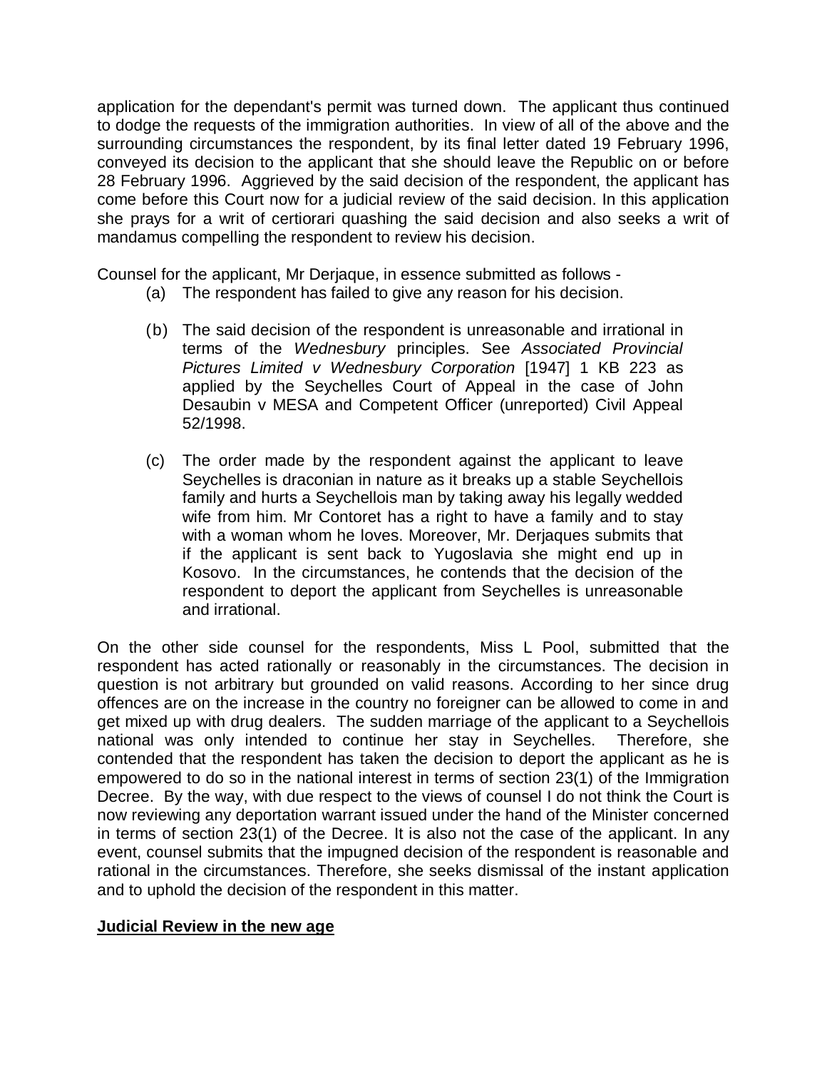application for the dependant's permit was turned down. The applicant thus continued to dodge the requests of the immigration authorities. In view of all of the above and the surrounding circumstances the respondent, by its final letter dated 19 February 1996, conveyed its decision to the applicant that she should leave the Republic on or before 28 February 1996. Aggrieved by the said decision of the respondent, the applicant has come before this Court now for a judicial review of the said decision. In this application she prays for a writ of certiorari quashing the said decision and also seeks a writ of mandamus compelling the respondent to review his decision.

Counsel for the applicant, Mr Derjaque, in essence submitted as follows -

(a) The respondent has failed to give any reason for his decision.

(b) The said decision of the respondent is unreasonable and irrational in terms of the *Wednesbury* principles. See *Associated Provincial Pictures Limited v Wednesbury Corporation* [1947] 1 KB 223 as applied by the Seychelles Court of Appeal in the case of John Desaubin v MESA and Competent Officer (unreported) Civil Appeal 52/1998.

(c) The order made by the respondent against the applicant to leave Seychelles is draconian in nature as it breaks up a stable Seychellois family and hurts a Seychellois man by taking away his legally wedded wife from him. Mr Contoret has a right to have a family and to stay with a woman whom he loves. Moreover, Mr. Derjaques submits that if the applicant is sent back to Yugoslavia she might end up in Kosovo. In the circumstances, he contends that the decision of the respondent to deport the applicant from Seychelles is unreasonable and irrational.

On the other side counsel for the respondents, Miss L Pool, submitted that the respondent has acted rationally or reasonably in the circumstances. The decision in question is not arbitrary but grounded on valid reasons. According to her since drug offences are on the increase in the country no foreigner can be allowed to come in and get mixed up with drug dealers. The sudden marriage of the applicant to a Seychellois national was only intended to continue her stay in Seychelles. Therefore, she contended that the respondent has taken the decision to deport the applicant as he is empowered to do so in the national interest in terms of section 23(1) of the Immigration Decree. By the way, with due respect to the views of counsel I do not think the Court is now reviewing any deportation warrant issued under the hand of the Minister concerned in terms of section 23(1) of the Decree. It is also not the case of the applicant. In any event, counsel submits that the impugned decision of the respondent is reasonable and rational in the circumstances. Therefore, she seeks dismissal of the instant application and to uphold the decision of the respondent in this matter.

**Judicial Review in the new age**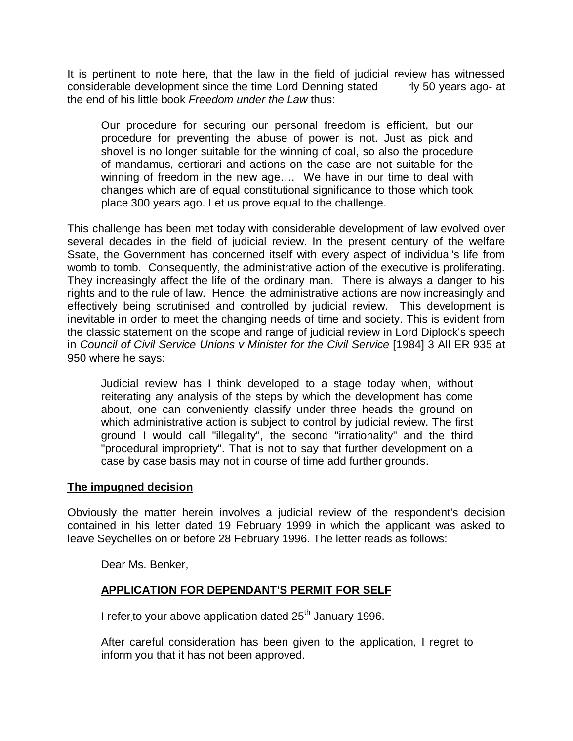It is pertinent to note here, that the law in the field of judicial review has witnessed considerable development since the time Lord Denning stated ·ly 50 years ago- at the end of his little book *Freedom under the Law* thus:

> Our procedure for securing our personal freedom is efficient, but our procedure for preventing the abuse of power is not. Just as pick and shovel is no longer suitable for the winning of coal, so also the procedure of mandamus, certiorari and actions on the case are not suitable for the winning of freedom in the new age…. We have in our time to deal with changes which are of equal constitutional significance to those which took place 300 years ago. Let us prove equal to the challenge.

This challenge has been met today with considerable development of law evolved over several decades in the field of judicial review. In the present century of the welfare Ssate, the Government has concerned itself with every aspect of individual's life from womb to tomb. Consequently, the administrative action of the executive is proliferating. They increasingly affect the life of the ordinary man. There is always a danger to his rights and to the rule of law. Hence, the administrative actions are now increasingly and effectively being scrutinised and controlled by judicial review. This development is inevitable in order to meet the changing needs of time and society. This is evident from the classic statement on the scope and range of judicial review in Lord Diplock's speech in *Council of Civil Service Unions v Minister for the Civil Service* [1984] 3 All ER 935 at 950 where he says:

> Judicial review has I think developed to a stage today when, without reiterating any analysis of the steps by which the development has come about, one can conveniently classify under three heads the ground on which administrative action is subject to control by judicial review. The first ground I would call "illegality", the second "irrationality" and the third "procedural impropriety". That is not to say that further development on a case by case basis may not in course of time add further grounds.

**The impugned decision**

Obviously the matter herein involves a judicial review of the respondent's decision contained in his letter dated 19 February 1999 in which the applicant was asked to leave Seychelles on or before 28 February 1996. The letter reads as follows:

> Dear Ms. Benker,
>
> **APPLICATION FOR DEPENDANT'S PERMIT FOR SELF**
>
> I refer to your above application dated 25th January 1996.
>
> After careful consideration has been given to the application, I regret to inform you that it has not been approved.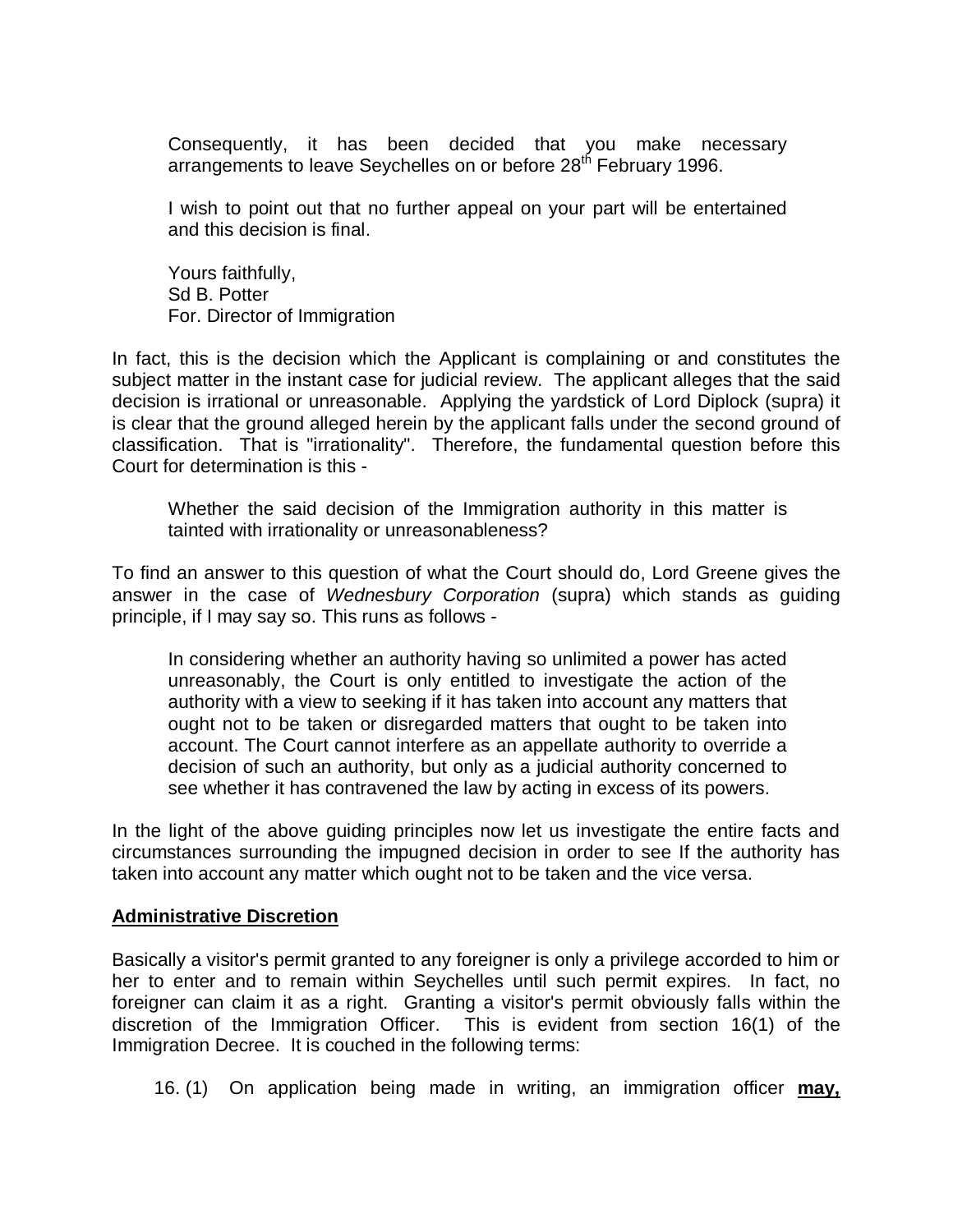> Consequently, it has been decided that you make necessary arrangements to leave Seychelles on or before 28th February 1996.
>
> I wish to point out that no further appeal on your part will be entertained and this decision is final.
>
> Yours faithfully,
> Sd B. Potter
> For. Director of Immigration

In fact, this is the decision which the Applicant is complaining of and constitutes the subject matter in the instant case for judicial review. The applicant alleges that the said decision is irrational or unreasonable. Applying the yardstick of Lord Diplock (supra) it is clear that the ground alleged herein by the applicant falls under the second ground of classification. That is "irrationality". Therefore, the fundamental question before this Court for determination is this -

> Whether the said decision of the Immigration authority in this matter is tainted with irrationality or unreasonableness?

To find an answer to this question of what the Court should do, Lord Greene gives the answer in the case of *Wednesbury Corporation* (supra) which stands as guiding principle, if I may say so. This runs as follows -

> In considering whether an authority having so unlimited a power has acted unreasonably, the Court is only entitled to investigate the action of the authority with a view to seeking if it has taken into account any matters that ought not to be taken or disregarded matters that ought to be taken into account. The Court cannot interfere as an appellate authority to override a decision of such an authority, but only as a judicial authority concerned to see whether it has contravened the law by acting in excess of its powers.

In the light of the above guiding principles now let us investigate the entire facts and circumstances surrounding the impugned decision in order to see If the authority has taken into account any matter which ought not to be taken and the vice versa.

**Administrative Discretion**

Basically a visitor's permit granted to any foreigner is only a privilege accorded to him or her to enter and to remain within Seychelles until such permit expires. In fact, no foreigner can claim it as a right. Granting a visitor's permit obviously falls within the discretion of the Immigration Officer. This is evident from section 16(1) of the Immigration Decree. It is couched in the following terms:

> 16. (1) On application being made in writing, an immigration officer **may,**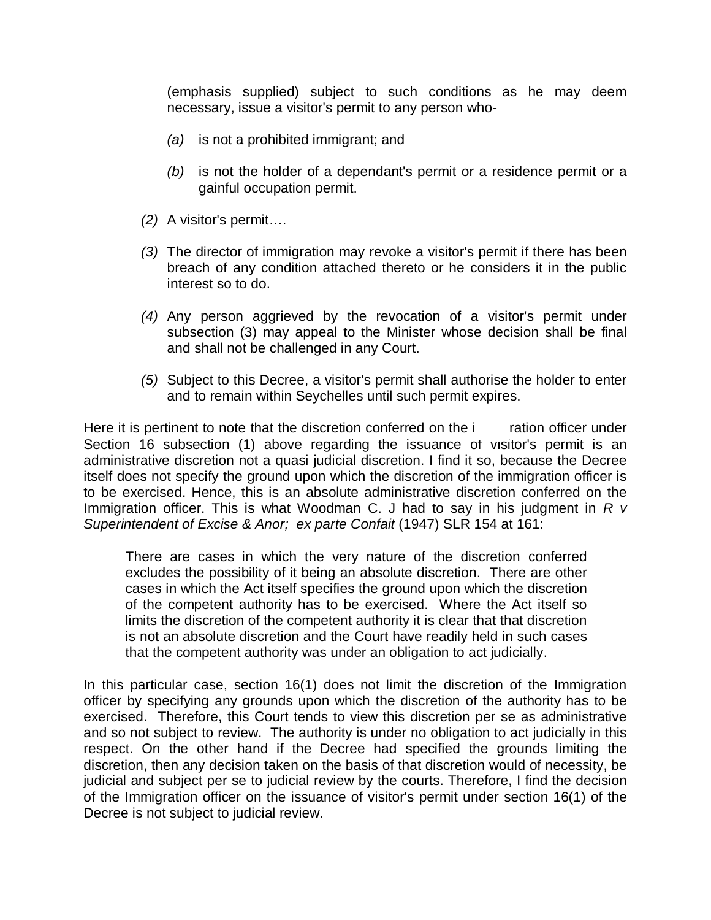(emphasis supplied) subject to such conditions as he may deem necessary, issue a visitor's permit to any person who-

> *(a)* is not a prohibited immigrant; and
>
> *(b)* is not the holder of a dependant's permit or a residence permit or a gainful occupation permit.

*(2)* A visitor's permit….

*(3)* The director of immigration may revoke a visitor's permit if there has been breach of any condition attached thereto or he considers it in the public interest so to do.

*(4)* Any person aggrieved by the revocation of a visitor's permit under subsection (3) may appeal to the Minister whose decision shall be final and shall not be challenged in any Court.

*(5)* Subject to this Decree, a visitor's permit shall authorise the holder to enter and to remain within Seychelles until such permit expires.

Here it is pertinent to note that the discretion conferred on the i        ration officer under Section 16 subsection (1) above regarding the issuance of visitor's permit is an administrative discretion not a quasi judicial discretion. I find it so, because the Decree itself does not specify the ground upon which the discretion of the immigration officer is to be exercised. Hence, this is an absolute administrative discretion conferred on the Immigration officer. This is what Woodman C. J had to say in his judgment in *R v Superintendent of Excise & Anor; ex parte Confait* (1947) SLR 154 at 161:

> There are cases in which the very nature of the discretion conferred excludes the possibility of it being an absolute discretion. There are other cases in which the Act itself specifies the ground upon which the discretion of the competent authority has to be exercised. Where the Act itself so limits the discretion of the competent authority it is clear that that discretion is not an absolute discretion and the Court have readily held in such cases that the competent authority was under an obligation to act judicially.

In this particular case, section 16(1) does not limit the discretion of the Immigration officer by specifying any grounds upon which the discretion of the authority has to be exercised. Therefore, this Court tends to view this discretion per se as administrative and so not subject to review. The authority is under no obligation to act judicially in this respect. On the other hand if the Decree had specified the grounds limiting the discretion, then any decision taken on the basis of that discretion would of necessity, be judicial and subject per se to judicial review by the courts. Therefore, I find the decision of the Immigration officer on the issuance of visitor's permit under section 16(1) of the Decree is not subject to judicial review.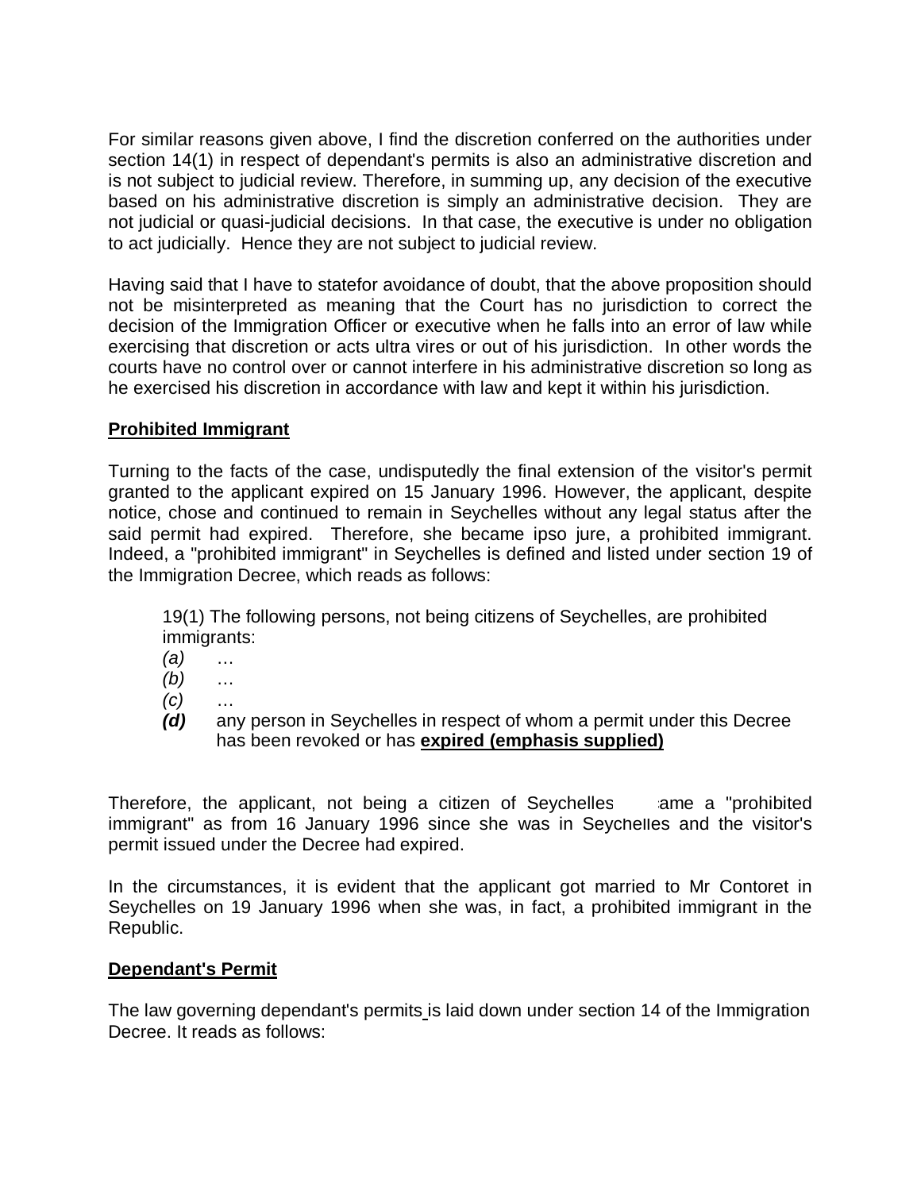For similar reasons given above, I find the discretion conferred on the authorities under section 14(1) in respect of dependant's permits is also an administrative discretion and is not subject to judicial review. Therefore, in summing up, any decision of the executive based on his administrative discretion is simply an administrative decision. They are not judicial or quasi-judicial decisions. In that case, the executive is under no obligation to act judicially. Hence they are not subject to judicial review.

Having said that I have to statefor avoidance of doubt, that the above proposition should not be misinterpreted as meaning that the Court has no jurisdiction to correct the decision of the Immigration Officer or executive when he falls into an error of law while exercising that discretion or acts ultra vires or out of his jurisdiction. In other words the courts have no control over or cannot interfere in his administrative discretion so long as he exercised his discretion in accordance with law and kept it within his jurisdiction.

**Prohibited Immigrant**

Turning to the facts of the case, undisputedly the final extension of the visitor's permit granted to the applicant expired on 15 January 1996. However, the applicant, despite notice, chose and continued to remain in Seychelles without any legal status after the said permit had expired. Therefore, she became ipso jure, a prohibited immigrant. Indeed, a "prohibited immigrant" in Seychelles is defined and listed under section 19 of the Immigration Decree, which reads as follows:

> 19(1) The following persons, not being citizens of Seychelles, are prohibited immigrants:
>
> *(a)* …
>
> *(b)* …
>
> *(c)* …
>
> ***(d)*** any person in Seychelles in respect of whom a permit under this Decree has been revoked or has **expired (emphasis supplied)**

Therefore, the applicant, not being a citizen of Seychelles became a "prohibited immigrant" as from 16 January 1996 since she was in Seychelles and the visitor's permit issued under the Decree had expired.

In the circumstances, it is evident that the applicant got married to Mr Contoret in Seychelles on 19 January 1996 when she was, in fact, a prohibited immigrant in the Republic.

**Dependant's Permit**

The law governing dependant's permits is laid down under section 14 of the Immigration Decree. It reads as follows: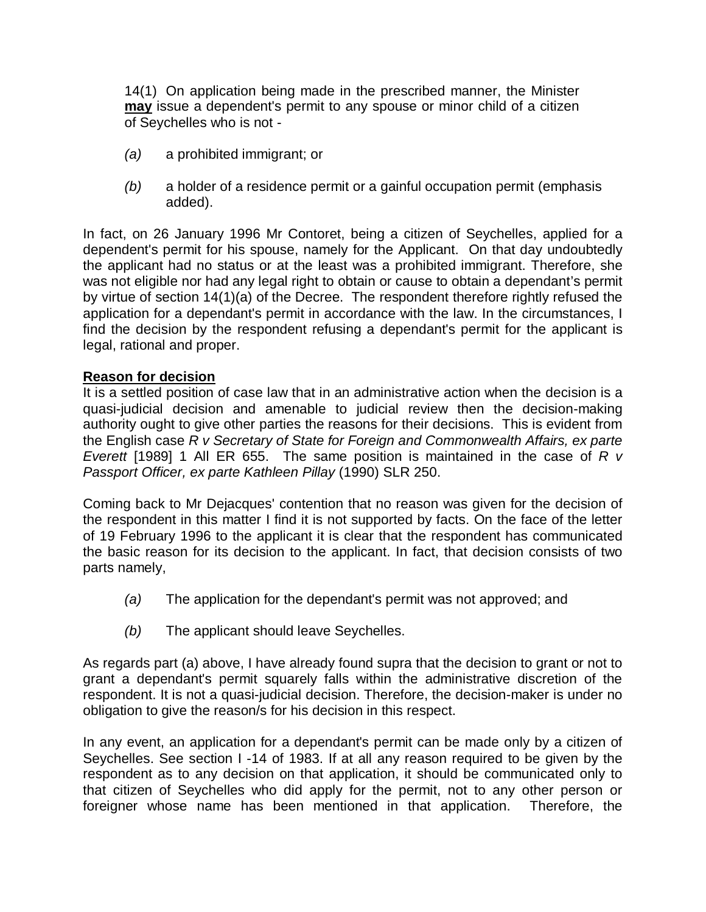14(1) On application being made in the prescribed manner, the Minister **may** issue a dependent's permit to any spouse or minor child of a citizen of Seychelles who is not -

*(a)* a prohibited immigrant; or

*(b)* a holder of a residence permit or a gainful occupation permit (emphasis added).

In fact, on 26 January 1996 Mr Contoret, being a citizen of Seychelles, applied for a dependent's permit for his spouse, namely for the Applicant. On that day undoubtedly the applicant had no status or at the least was a prohibited immigrant. Therefore, she was not eligible nor had any legal right to obtain or cause to obtain a dependant's permit by virtue of section 14(1)(a) of the Decree. The respondent therefore rightly refused the application for a dependant's permit in accordance with the law. In the circumstances, I find the decision by the respondent refusing a dependant's permit for the applicant is legal, rational and proper.

**Reason for decision**

It is a settled position of case law that in an administrative action when the decision is a quasi-judicial decision and amenable to judicial review then the decision-making authority ought to give other parties the reasons for their decisions. This is evident from the English case *R v Secretary of State for Foreign and Commonwealth Affairs, ex parte Everett* [1989] 1 All ER 655. The same position is maintained in the case of *R v Passport Officer, ex parte Kathleen Pillay* (1990) SLR 250.

Coming back to Mr Dejacques' contention that no reason was given for the decision of the respondent in this matter I find it is not supported by facts. On the face of the letter of 19 February 1996 to the applicant it is clear that the respondent has communicated the basic reason for its decision to the applicant. In fact, that decision consists of two parts namely,

*(a)* The application for the dependant's permit was not approved; and

*(b)* The applicant should leave Seychelles.

As regards part (a) above, I have already found supra that the decision to grant or not to grant a dependant's permit squarely falls within the administrative discretion of the respondent. It is not a quasi-judicial decision. Therefore, the decision-maker is under no obligation to give the reason/s for his decision in this respect.

In any event, an application for a dependant's permit can be made only by a citizen of Seychelles. See section I -14 of 1983. If at all any reason required to be given by the respondent as to any decision on that application, it should be communicated only to that citizen of Seychelles who did apply for the permit, not to any other person or foreigner whose name has been mentioned in that application. Therefore, the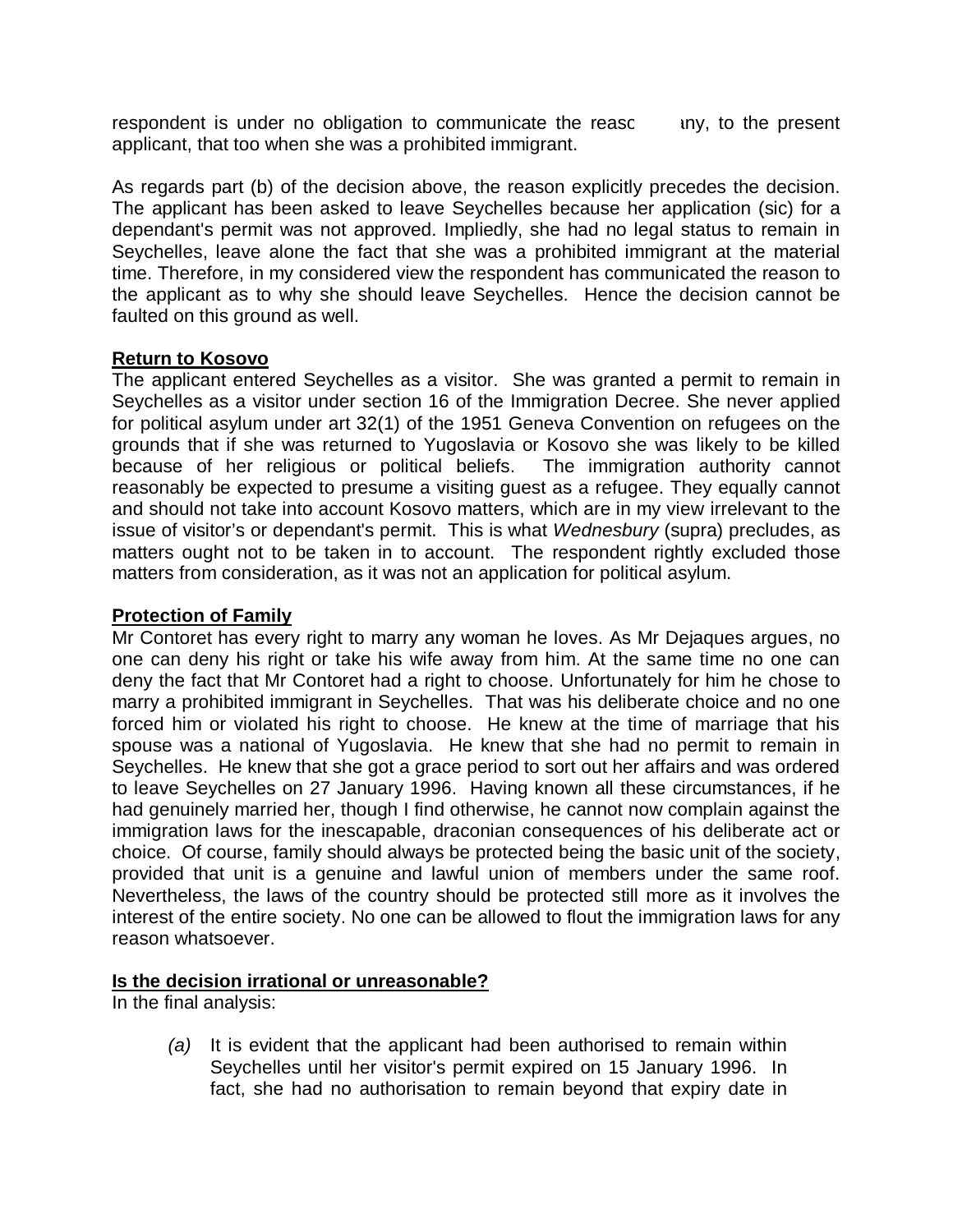respondent is under no obligation to communicate the reasc any, to the present applicant, that too when she was a prohibited immigrant.

As regards part (b) of the decision above, the reason explicitly precedes the decision. The applicant has been asked to leave Seychelles because her application (sic) for a dependant's permit was not approved. Impliedly, she had no legal status to remain in Seychelles, leave alone the fact that she was a prohibited immigrant at the material time. Therefore, in my considered view the respondent has communicated the reason to the applicant as to why she should leave Seychelles. Hence the decision cannot be faulted on this ground as well.

**Return to Kosovo**

The applicant entered Seychelles as a visitor. She was granted a permit to remain in Seychelles as a visitor under section 16 of the Immigration Decree. She never applied for political asylum under art 32(1) of the 1951 Geneva Convention on refugees on the grounds that if she was returned to Yugoslavia or Kosovo she was likely to be killed because of her religious or political beliefs. The immigration authority cannot reasonably be expected to presume a visiting guest as a refugee. They equally cannot and should not take into account Kosovo matters, which are in my view irrelevant to the issue of visitor's or dependant's permit. This is what *Wednesbury* (supra) precludes, as matters ought not to be taken in to account. The respondent rightly excluded those matters from consideration, as it was not an application for political asylum.

**Protection of Family**

Mr Contoret has every right to marry any woman he loves. As Mr Dejaques argues, no one can deny his right or take his wife away from him. At the same time no one can deny the fact that Mr Contoret had a right to choose. Unfortunately for him he chose to marry a prohibited immigrant in Seychelles. That was his deliberate choice and no one forced him or violated his right to choose. He knew at the time of marriage that his spouse was a national of Yugoslavia. He knew that she had no permit to remain in Seychelles. He knew that she got a grace period to sort out her affairs and was ordered to leave Seychelles on 27 January 1996. Having known all these circumstances, if he had genuinely married her, though I find otherwise, he cannot now complain against the immigration laws for the inescapable, draconian consequences of his deliberate act or choice. Of course, family should always be protected being the basic unit of the society, provided that unit is a genuine and lawful union of members under the same roof. Nevertheless, the laws of the country should be protected still more as it involves the interest of the entire society. No one can be allowed to flout the immigration laws for any reason whatsoever.

**Is the decision irrational or unreasonable?**

In the final analysis:

*(a)* It is evident that the applicant had been authorised to remain within Seychelles until her visitor's permit expired on 15 January 1996. In fact, she had no authorisation to remain beyond that expiry date in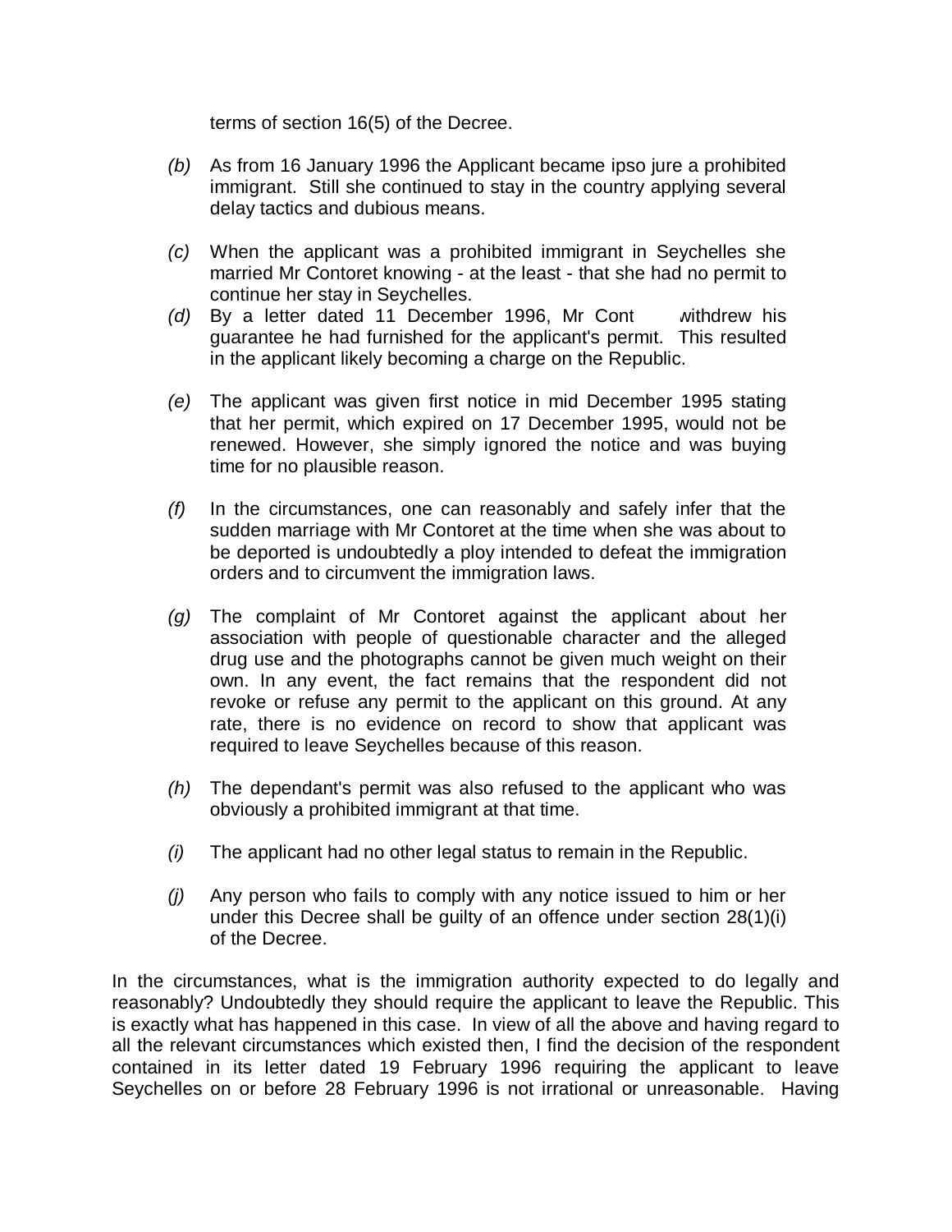terms of section 16(5) of the Decree.

*(b)* As from 16 January 1996 the Applicant became ipso jure a prohibited immigrant. Still she continued to stay in the country applying several delay tactics and dubious means.

*(c)* When the applicant was a prohibited immigrant in Seychelles she married Mr Contoret knowing - at the least - that she had no permit to continue her stay in Seychelles.

*(d)* By a letter dated 11 December 1996, Mr Cont withdrew his guarantee he had furnished for the applicant's permit. This resulted in the applicant likely becoming a charge on the Republic.

*(e)* The applicant was given first notice in mid December 1995 stating that her permit, which expired on 17 December 1995, would not be renewed. However, she simply ignored the notice and was buying time for no plausible reason.

*(f)* In the circumstances, one can reasonably and safely infer that the sudden marriage with Mr Contoret at the time when she was about to be deported is undoubtedly a ploy intended to defeat the immigration orders and to circumvent the immigration laws.

*(g)* The complaint of Mr Contoret against the applicant about her association with people of questionable character and the alleged drug use and the photographs cannot be given much weight on their own. In any event, the fact remains that the respondent did not revoke or refuse any permit to the applicant on this ground. At any rate, there is no evidence on record to show that applicant was required to leave Seychelles because of this reason.

*(h)* The dependant's permit was also refused to the applicant who was obviously a prohibited immigrant at that time.

*(i)* The applicant had no other legal status to remain in the Republic.

*(j)* Any person who fails to comply with any notice issued to him or her under this Decree shall be guilty of an offence under section 28(1)(i) of the Decree.

In the circumstances, what is the immigration authority expected to do legally and reasonably? Undoubtedly they should require the applicant to leave the Republic. This is exactly what has happened in this case. In view of all the above and having regard to all the relevant circumstances which existed then, I find the decision of the respondent contained in its letter dated 19 February 1996 requiring the applicant to leave Seychelles on or before 28 February 1996 is not irrational or unreasonable. Having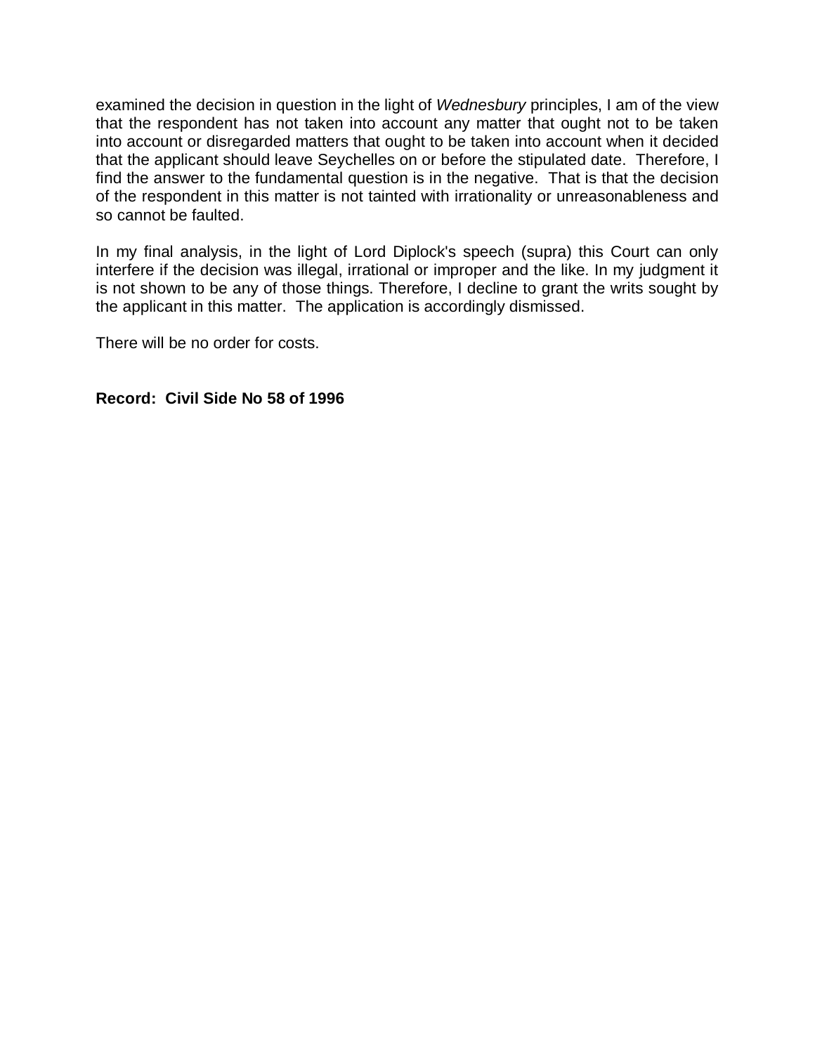examined the decision in question in the light of *Wednesbury* principles, I am of the view that the respondent has not taken into account any matter that ought not to be taken into account or disregarded matters that ought to be taken into account when it decided that the applicant should leave Seychelles on or before the stipulated date. Therefore, I find the answer to the fundamental question is in the negative. That is that the decision of the respondent in this matter is not tainted with irrationality or unreasonableness and so cannot be faulted.

In my final analysis, in the light of Lord Diplock's speech (supra) this Court can only interfere if the decision was illegal, irrational or improper and the like. In my judgment it is not shown to be any of those things. Therefore, I decline to grant the writs sought by the applicant in this matter. The application is accordingly dismissed.

There will be no order for costs.

**Record: Civil Side No 58 of 1996**